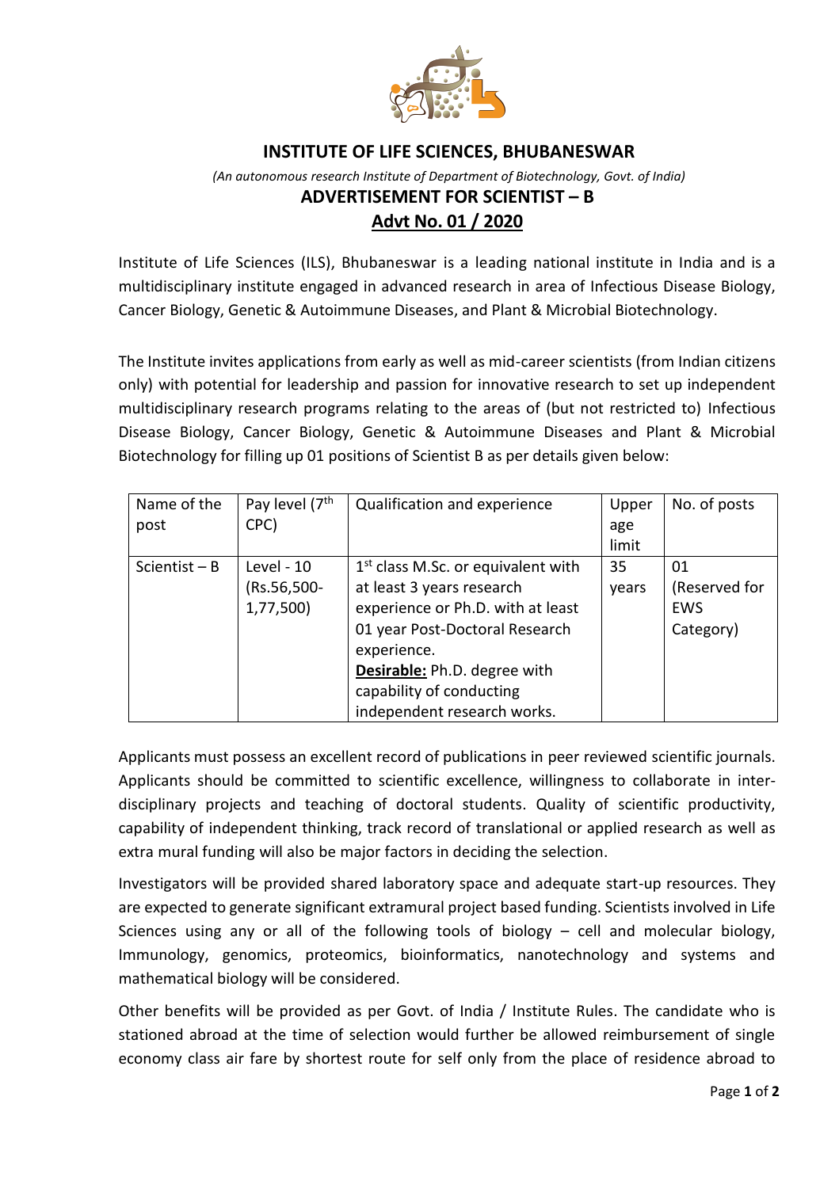# INSTITUTE OF LIFE SCIENCES, BHUBANESWAR

*(An autonomous research Institute of Department of Biotechnology, Govt. of India)*

## ADVERTISEMENT FOR SCIENTIST – B

## Advt No. 01 / 2020

Institute of Life Sciences (ILS), Bhubaneswar is a leading national institute in India and is a multidisciplinary institute engaged in advanced research in area of Infectious Disease Biology, Cancer Biology, Genetic & Autoimmune Diseases, and Plant & Microbial Biotechnology.

The Institute invites applications from early as well as mid-career scientists (from Indian citizens only) with potential for leadership and passion for innovative research to set up independent multidisciplinary research programs relating to the areas of (but not restricted to) Infectious Disease Biology, Cancer Biology, Genetic & Autoimmune Diseases and Plant & Microbial Biotechnology for filling up 01 positions of Scientist B as per details given below:

| Name of the post | Pay level (7th CPC) | Qualification and experience | Upper age limit | No. of posts |
|---|---|---|---|---|
| Scientist – B | Level - 10 (Rs.56,500-1,77,500) | 1st class M.Sc. or equivalent with at least 3 years research experience or Ph.D. with at least 01 year Post-Doctoral Research experience. **Desirable:** Ph.D. degree with capability of conducting independent research works. | 35 years | 01 (Reserved for EWS Category) |

Applicants must possess an excellent record of publications in peer reviewed scientific journals. Applicants should be committed to scientific excellence, willingness to collaborate in inter-disciplinary projects and teaching of doctoral students. Quality of scientific productivity, capability of independent thinking, track record of translational or applied research as well as extra mural funding will also be major factors in deciding the selection.

Investigators will be provided shared laboratory space and adequate start-up resources. They are expected to generate significant extramural project based funding. Scientists involved in Life Sciences using any or all of the following tools of biology – cell and molecular biology, Immunology, genomics, proteomics, bioinformatics, nanotechnology and systems and mathematical biology will be considered.

Other benefits will be provided as per Govt. of India / Institute Rules. The candidate who is stationed abroad at the time of selection would further be allowed reimbursement of single economy class air fare by shortest route for self only from the place of residence abroad to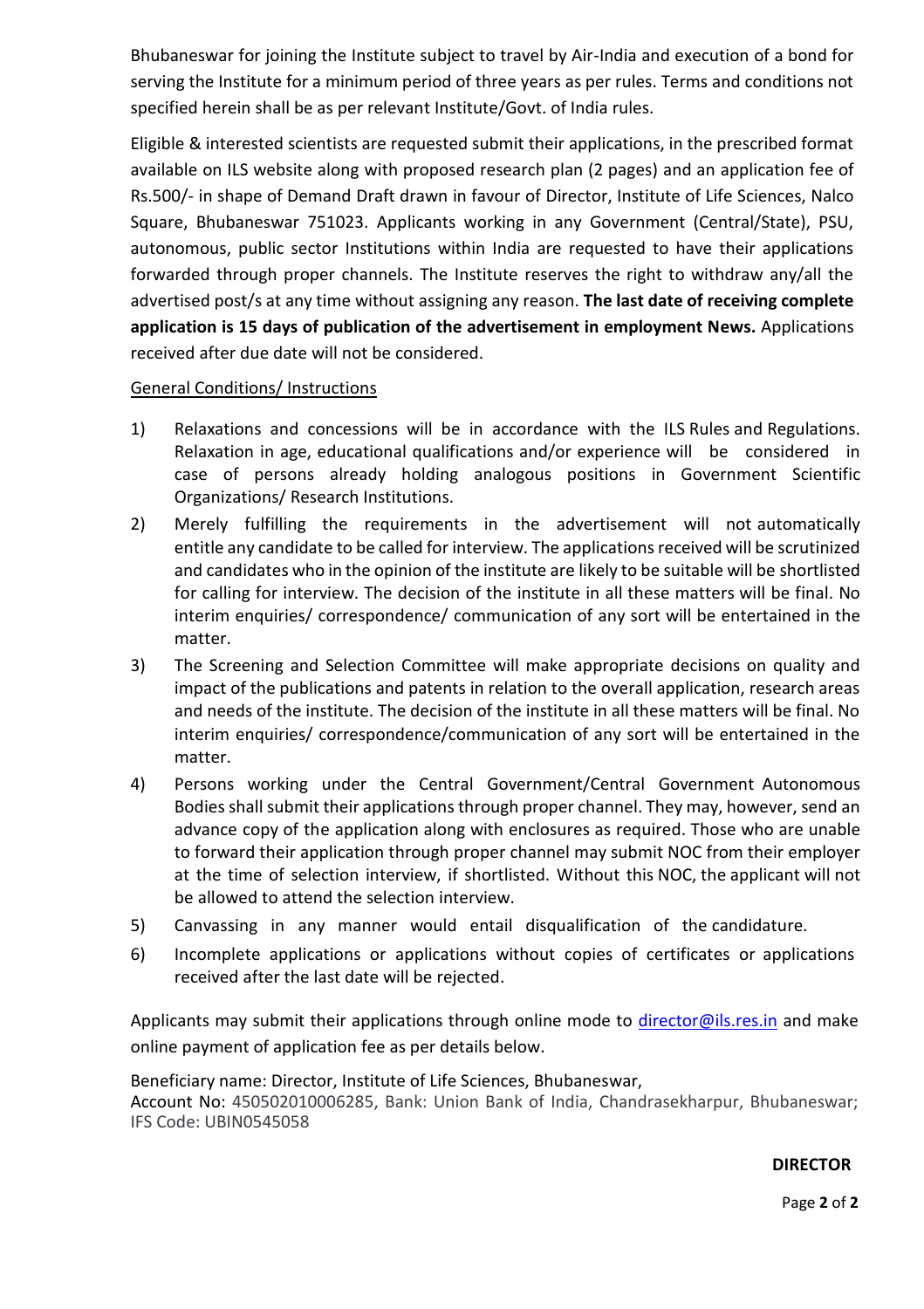Bhubaneswar for joining the Institute subject to travel by Air-India and execution of a bond for serving the Institute for a minimum period of three years as per rules. Terms and conditions not specified herein shall be as per relevant Institute/Govt. of India rules.

Eligible & interested scientists are requested submit their applications, in the prescribed format available on ILS website along with proposed research plan (2 pages) and an application fee of Rs.500/- in shape of Demand Draft drawn in favour of Director, Institute of Life Sciences, Nalco Square, Bhubaneswar 751023. Applicants working in any Government (Central/State), PSU, autonomous, public sector Institutions within India are requested to have their applications forwarded through proper channels. The Institute reserves the right to withdraw any/all the advertised post/s at any time without assigning any reason. **The last date of receiving complete application is 15 days of publication of the advertisement in employment News.** Applications received after due date will not be considered.

General Conditions/ Instructions

1) Relaxations and concessions will be in accordance with the ILS Rules and Regulations. Relaxation in age, educational qualifications and/or experience will be considered in case of persons already holding analogous positions in Government Scientific Organizations/ Research Institutions.
2) Merely fulfilling the requirements in the advertisement will not automatically entitle any candidate to be called for interview. The applications received will be scrutinized and candidates who in the opinion of the institute are likely to be suitable will be shortlisted for calling for interview. The decision of the institute in all these matters will be final. No interim enquiries/ correspondence/ communication of any sort will be entertained in the matter.
3) The Screening and Selection Committee will make appropriate decisions on quality and impact of the publications and patents in relation to the overall application, research areas and needs of the institute. The decision of the institute in all these matters will be final. No interim enquiries/ correspondence/communication of any sort will be entertained in the matter.
4) Persons working under the Central Government/Central Government Autonomous Bodies shall submit their applications through proper channel. They may, however, send an advance copy of the application along with enclosures as required. Those who are unable to forward their application through proper channel may submit NOC from their employer at the time of selection interview, if shortlisted. Without this NOC, the applicant will not be allowed to attend the selection interview.
5) Canvassing in any manner would entail disqualification of the candidature.
6) Incomplete applications or applications without copies of certificates or applications received after the last date will be rejected.

Applicants may submit their applications through online mode to director@ils.res.in and make online payment of application fee as per details below.

Beneficiary name: Director, Institute of Life Sciences, Bhubaneswar,
Account No: 450502010006285, Bank: Union Bank of India, Chandrasekharpur, Bhubaneswar; IFS Code: UBIN0545058

**DIRECTOR**